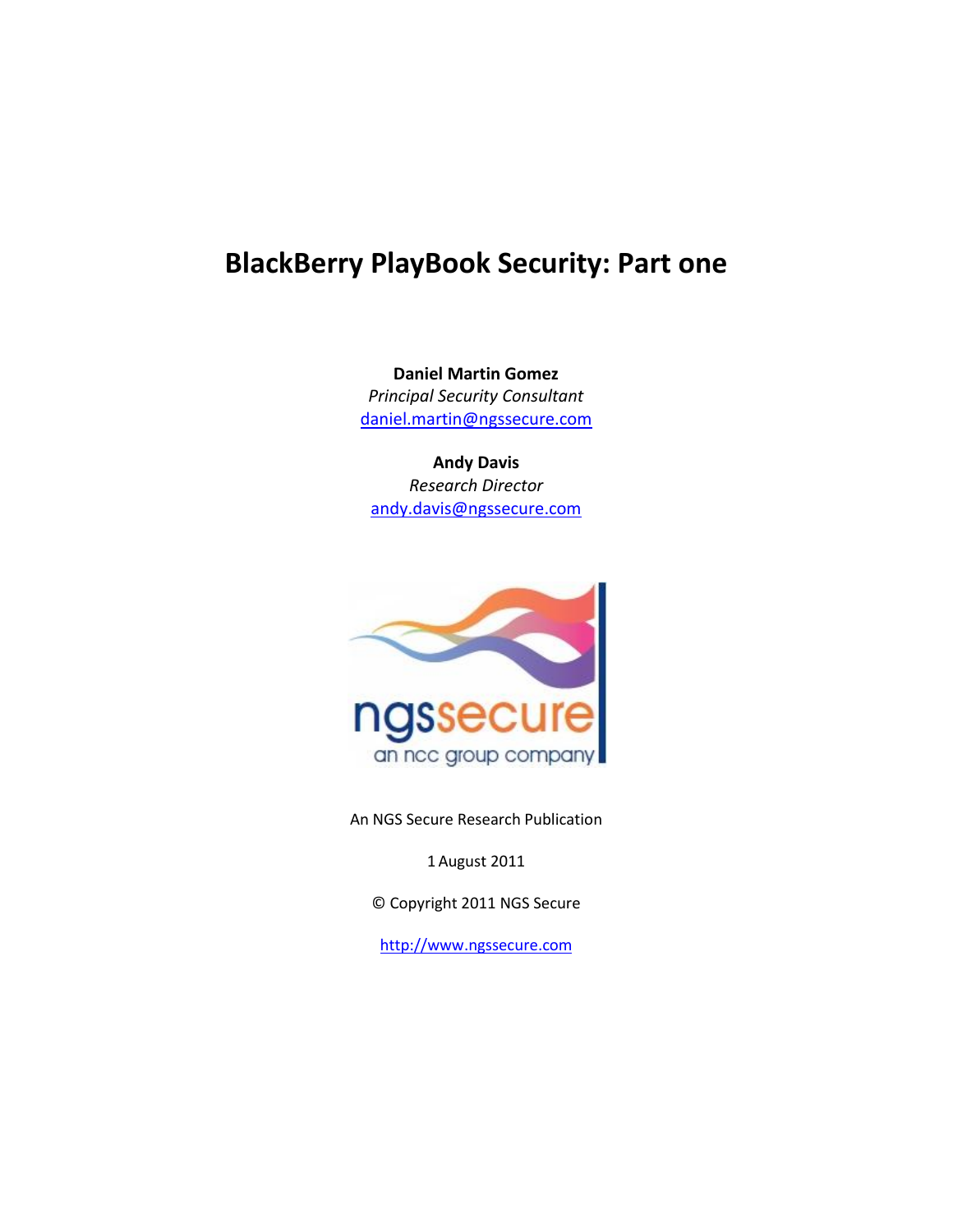# BlackBerry PlayBook Security: Part one

**Daniel Martin Gomez**
*Principal Security Consultant*
daniel.martin@ngssecure.com

**Andy Davis**
*Research Director*
andy.davis@ngssecure.com

An NGS Secure Research Publication

1 August 2011

© Copyright 2011 NGS Secure

http://www.ngssecure.com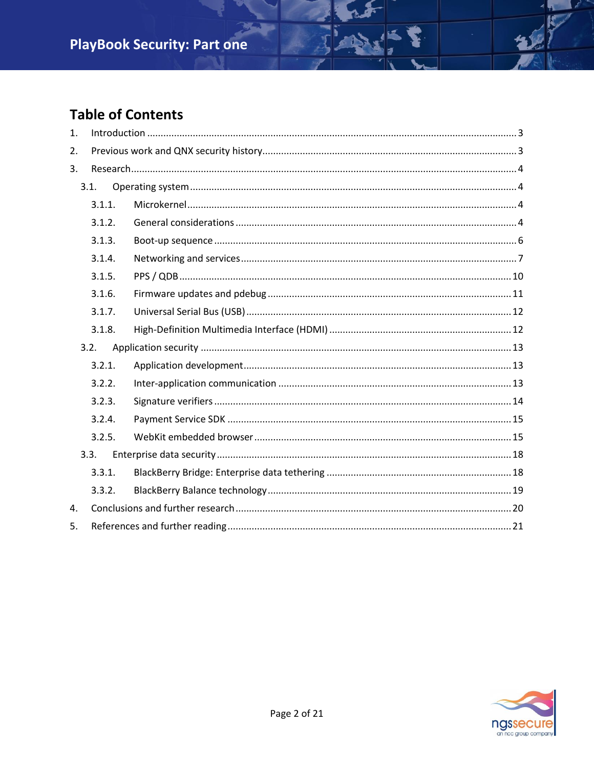## Table of Contents

1. Introduction ........................................................................ 3
2. Previous work and QNX security history ........................................................................ 3
3. Research ........................................................................ 4
   - 3.1. Operating system ........................................................................ 4
     - 3.1.1. Microkernel ........................................................................ 4
     - 3.1.2. General considerations ........................................................................ 4
     - 3.1.3. Boot-up sequence ........................................................................ 6
     - 3.1.4. Networking and services ........................................................................ 7
     - 3.1.5. PPS / QDB ........................................................................ 10
     - 3.1.6. Firmware updates and pdebug ........................................................................ 11
     - 3.1.7. Universal Serial Bus (USB) ........................................................................ 12
     - 3.1.8. High-Definition Multimedia Interface (HDMI) ........................................................................ 12
   - 3.2. Application security ........................................................................ 13
     - 3.2.1. Application development ........................................................................ 13
     - 3.2.2. Inter-application communication ........................................................................ 13
     - 3.2.3. Signature verifiers ........................................................................ 14
     - 3.2.4. Payment Service SDK ........................................................................ 15
     - 3.2.5. WebKit embedded browser ........................................................................ 15
   - 3.3. Enterprise data security ........................................................................ 18
     - 3.3.1. BlackBerry Bridge: Enterprise data tethering ........................................................................ 18
     - 3.3.2. BlackBerry Balance technology ........................................................................ 19
4. Conclusions and further research ........................................................................ 20
5. References and further reading ........................................................................ 21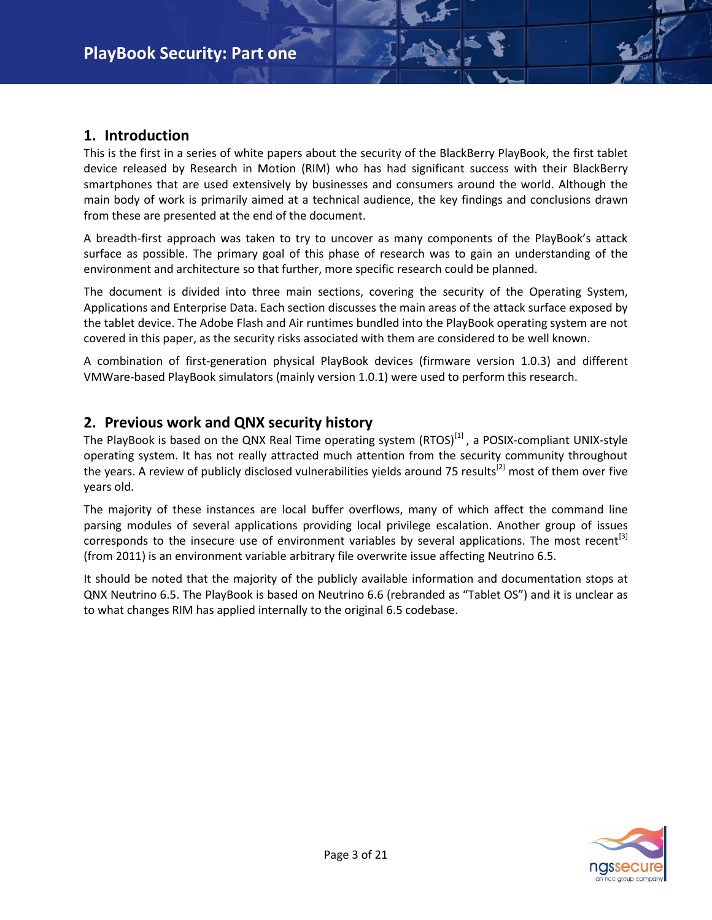## 1. Introduction

This is the first in a series of white papers about the security of the BlackBerry PlayBook, the first tablet device released by Research in Motion (RIM) who has had significant success with their BlackBerry smartphones that are used extensively by businesses and consumers around the world. Although the main body of work is primarily aimed at a technical audience, the key findings and conclusions drawn from these are presented at the end of the document.

A breadth-first approach was taken to try to uncover as many components of the PlayBook's attack surface as possible. The primary goal of this phase of research was to gain an understanding of the environment and architecture so that further, more specific research could be planned.

The document is divided into three main sections, covering the security of the Operating System, Applications and Enterprise Data. Each section discusses the main areas of the attack surface exposed by the tablet device. The Adobe Flash and Air runtimes bundled into the PlayBook operating system are not covered in this paper, as the security risks associated with them are considered to be well known.

A combination of first-generation physical PlayBook devices (firmware version 1.0.3) and different VMWare-based PlayBook simulators (mainly version 1.0.1) were used to perform this research.

## 2. Previous work and QNX security history

The PlayBook is based on the QNX Real Time operating system (RTOS)[1] , a POSIX-compliant UNIX-style operating system. It has not really attracted much attention from the security community throughout the years. A review of publicly disclosed vulnerabilities yields around 75 results[2] most of them over five years old.

The majority of these instances are local buffer overflows, many of which affect the command line parsing modules of several applications providing local privilege escalation. Another group of issues corresponds to the insecure use of environment variables by several applications. The most recent[3] (from 2011) is an environment variable arbitrary file overwrite issue affecting Neutrino 6.5.

It should be noted that the majority of the publicly available information and documentation stops at QNX Neutrino 6.5. The PlayBook is based on Neutrino 6.6 (rebranded as "Tablet OS") and it is unclear as to what changes RIM has applied internally to the original 6.5 codebase.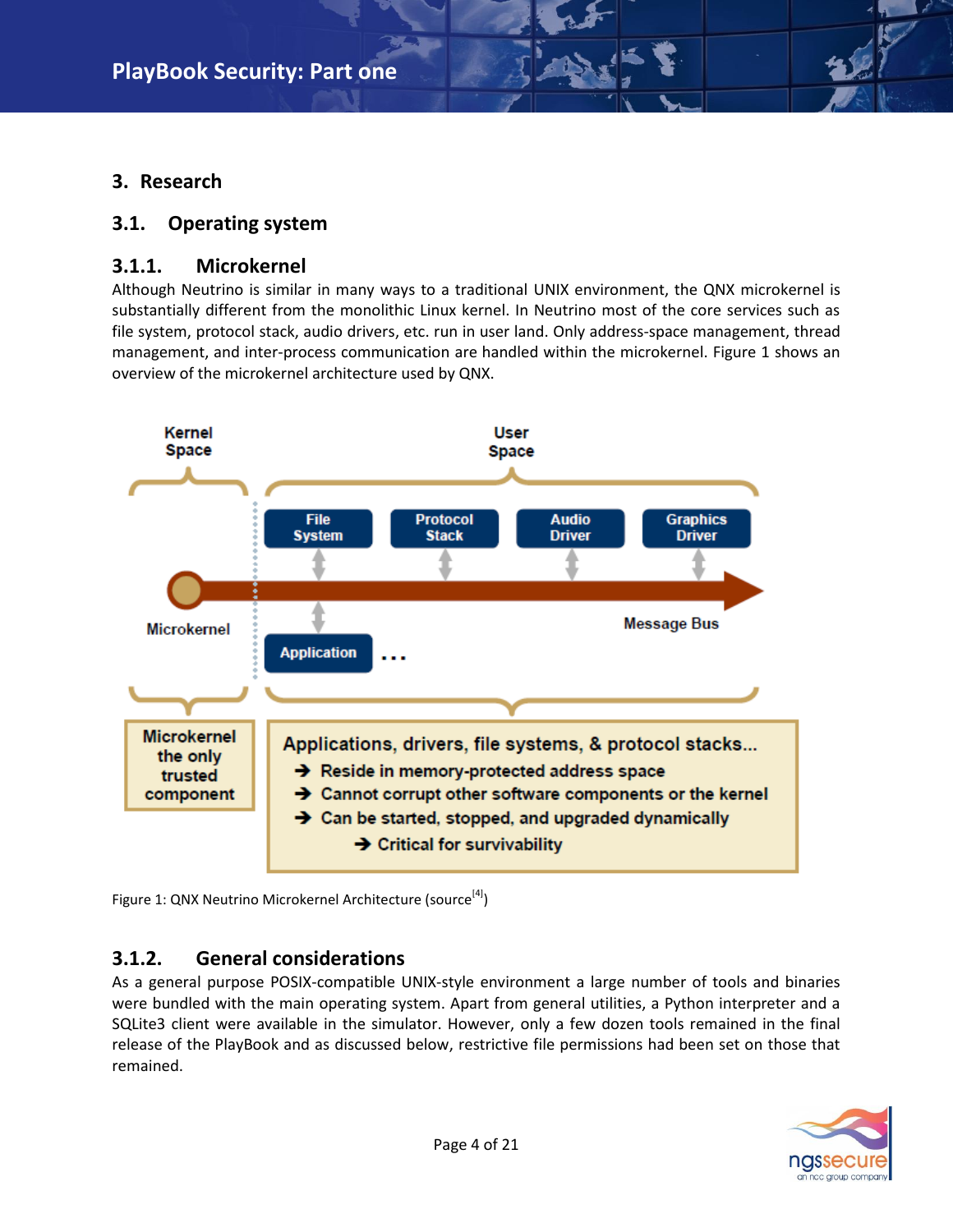## 3. Research

### 3.1. Operating system

#### 3.1.1. Microkernel

Although Neutrino is similar in many ways to a traditional UNIX environment, the QNX microkernel is substantially different from the monolithic Linux kernel. In Neutrino most of the core services such as file system, protocol stack, audio drivers, etc. run in user land. Only address-space management, thread management, and inter-process communication are handled within the microkernel. Figure 1 shows an overview of the microkernel architecture used by QNX.

Figure 1: QNX Neutrino Microkernel Architecture (source[4])

#### 3.1.2. General considerations

As a general purpose POSIX-compatible UNIX-style environment a large number of tools and binaries were bundled with the main operating system. Apart from general utilities, a Python interpreter and a SQLite3 client were available in the simulator. However, only a few dozen tools remained in the final release of the PlayBook and as discussed below, restrictive file permissions had been set on those that remained.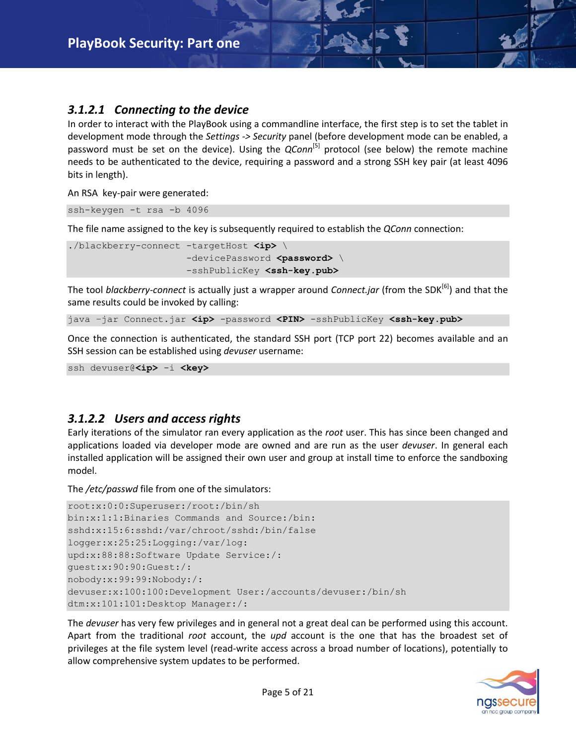### 3.1.2.1 *Connecting to the device*

In order to interact with the PlayBook using a commandline interface, the first step is to set the tablet in development mode through the *Settings -> Security* panel (before development mode can be enabled, a password must be set on the device). Using the *QConn*[5] protocol (see below) the remote machine needs to be authenticated to the device, requiring a password and a strong SSH key pair (at least 4096 bits in length).

An RSA key-pair were generated:

```
ssh-keygen -t rsa -b 4096
```

The file name assigned to the key is subsequently required to establish the *QConn* connection:

```
./blackberry-connect -targetHost <ip> \
                     -devicePassword <password> \
                     -sshPublicKey <ssh-key.pub>
```

The tool *blackberry-connect* is actually just a wrapper around *Connect.jar* (from the SDK[6]) and that the same results could be invoked by calling:

```
java –jar Connect.jar <ip> -password <PIN> -sshPublicKey <ssh-key.pub>
```

Once the connection is authenticated, the standard SSH port (TCP port 22) becomes available and an SSH session can be established using *devuser* username:

```
ssh devuser@<ip> -i <key>
```

### 3.1.2.2 *Users and access rights*

Early iterations of the simulator ran every application as the *root* user. This has since been changed and applications loaded via developer mode are owned and are run as the user *devuser*. In general each installed application will be assigned their own user and group at install time to enforce the sandboxing model.

The */etc/passwd* file from one of the simulators:

```
root:x:0:0:Superuser:/root:/bin/sh
bin:x:1:1:Binaries Commands and Source:/bin:
sshd:x:15:6:sshd:/var/chroot/sshd:/bin/false
logger:x:25:25:Logging:/var/log:
upd:x:88:88:Software Update Service:/:
guest:x:90:90:Guest:/:
nobody:x:99:99:Nobody:/:
devuser:x:100:100:Development User:/accounts/devuser:/bin/sh
dtm:x:101:101:Desktop Manager:/:
```

The *devuser* has very few privileges and in general not a great deal can be performed using this account. Apart from the traditional *root* account, the *upd* account is the one that has the broadest set of privileges at the file system level (read-write access across a broad number of locations), potentially to allow comprehensive system updates to be performed.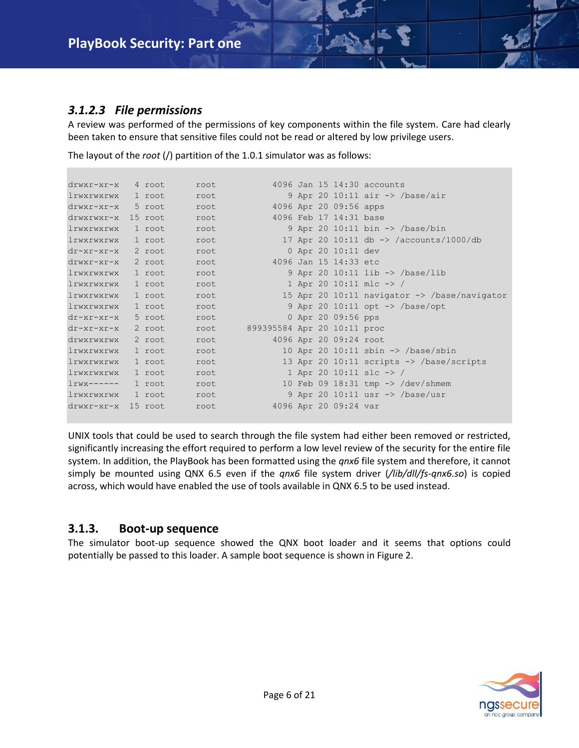### 3.1.2.3 *File permissions*

A review was performed of the permissions of key components within the file system. Care had clearly been taken to ensure that sensitive files could not be read or altered by low privilege users.

The layout of the *root* (/) partition of the 1.0.1 simulator was as follows:

```
drwxr-xr-x   4 root       root           4096 Jan 15 14:30 accounts
lrwxrwxrwx   1 root       root              9 Apr 20 10:11 air -> /base/air
drwxr-xr-x   5 root       root           4096 Apr 20 09:56 apps
drwxrwxr-x  15 root       root           4096 Feb 17 14:31 base
lrwxrwxrwx   1 root       root              9 Apr 20 10:11 bin -> /base/bin
lrwxrwxrwx   1 root       root             17 Apr 20 10:11 db -> /accounts/1000/db
dr-xr-xr-x   2 root       root              0 Apr 20 10:11 dev
drwxr-xr-x   2 root       root           4096 Jan 15 14:33 etc
lrwxrwxrwx   1 root       root              9 Apr 20 10:11 lib -> /base/lib
lrwxrwxrwx   1 root       root              1 Apr 20 10:11 mlc -> /
lrwxrwxrwx   1 root       root             15 Apr 20 10:11 navigator -> /base/navigator
lrwxrwxrwx   1 root       root              9 Apr 20 10:11 opt -> /base/opt
dr-xr-xr-x   5 root       root              0 Apr 20 09:56 pps
dr-xr-xr-x   2 root       root      899395584 Apr 20 10:11 proc
drwxrwxrwx   2 root       root           4096 Apr 20 09:24 root
lrwxrwxrwx   1 root       root             10 Apr 20 10:11 sbin -> /base/sbin
lrwxrwxrwx   1 root       root             13 Apr 20 10:11 scripts -> /base/scripts
lrwxrwxrwx   1 root       root              1 Apr 20 10:11 slc -> /
lrwx------   1 root       root             10 Feb 09 18:31 tmp -> /dev/shmem
lrwxrwxrwx   1 root       root              9 Apr 20 10:11 usr -> /base/usr
drwxr-xr-x  15 root       root           4096 Apr 20 09:24 var
```

UNIX tools that could be used to search through the file system had either been removed or restricted, significantly increasing the effort required to perform a low level review of the security for the entire file system. In addition, the PlayBook has been formatted using the *qnx6* file system and therefore, it cannot simply be mounted using QNX 6.5 even if the *qnx6* file system driver (*/lib/dll/fs-qnx6.so*) is copied across, which would have enabled the use of tools available in QNX 6.5 to be used instead.

## 3.1.3. Boot-up sequence

The simulator boot-up sequence showed the QNX boot loader and it seems that options could potentially be passed to this loader. A sample boot sequence is shown in Figure 2.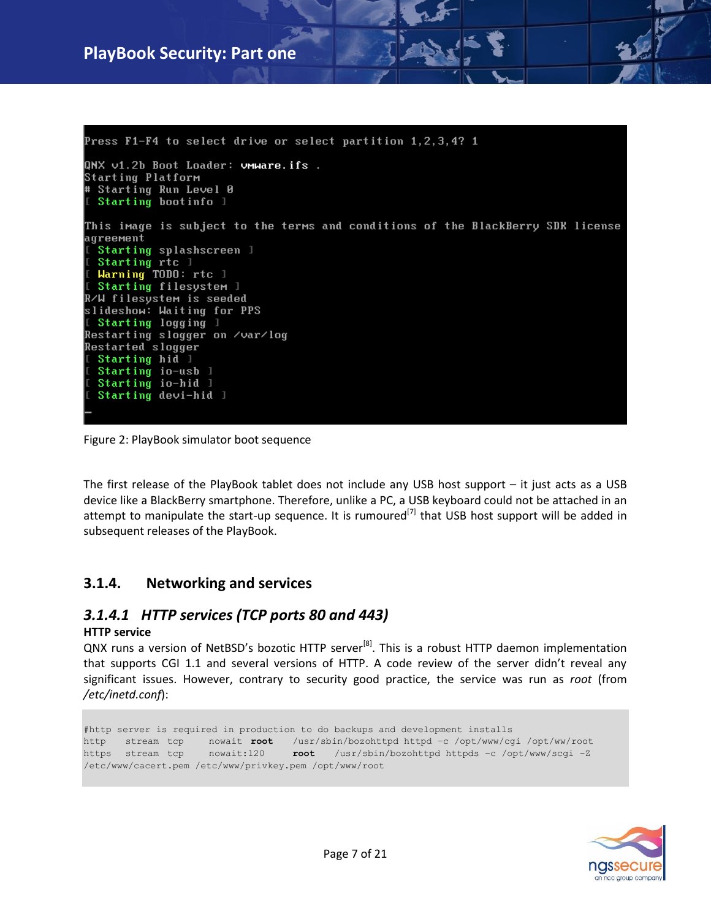```
Press F1-F4 to select drive or select partition 1,2,3,4? 1

QNX v1.2b Boot Loader: vmware.ifs .
Starting Platform
# Starting Run Level 0
[ Starting bootinfo ]

This image is subject to the terms and conditions of the BlackBerry SDK license
agreement
[ Starting splashscreen ]
[ Starting rtc ]
[ Warning TODO: rtc ]
[ Starting filesystem ]
R/W filesystem is seeded
slideshow: Waiting for PPS
[ Starting logging ]
Restarting slogger on /var/log
Restarted slogger
[ Starting hid ]
[ Starting io-usb ]
[ Starting io-hid ]
[ Starting devi-hid ]
_
```

Figure 2: PlayBook simulator boot sequence

The first release of the PlayBook tablet does not include any USB host support – it just acts as a USB device like a BlackBerry smartphone. Therefore, unlike a PC, a USB keyboard could not be attached in an attempt to manipulate the start-up sequence. It is rumoured[7] that USB host support will be added in subsequent releases of the PlayBook.

### 3.1.4. Networking and services

#### *3.1.4.1 HTTP services (TCP ports 80 and 443)*

**HTTP service**

QNX runs a version of NetBSD's bozotic HTTP server[8]. This is a robust HTTP daemon implementation that supports CGI 1.1 and several versions of HTTP. A code review of the server didn't reveal any significant issues. However, contrary to security good practice, the service was run as *root* (from */etc/inetd.conf*):

```
#http server is required in production to do backups and development installs
http    stream tcp     nowait  root    /usr/sbin/bozohttpd httpd -c /opt/www/cgi /opt/ww/root
https   stream tcp     nowait:120     root    /usr/sbin/bozohttpd httpds -c /opt/www/scgi -Z
/etc/www/cacert.pem /etc/www/privkey.pem /opt/www/root
```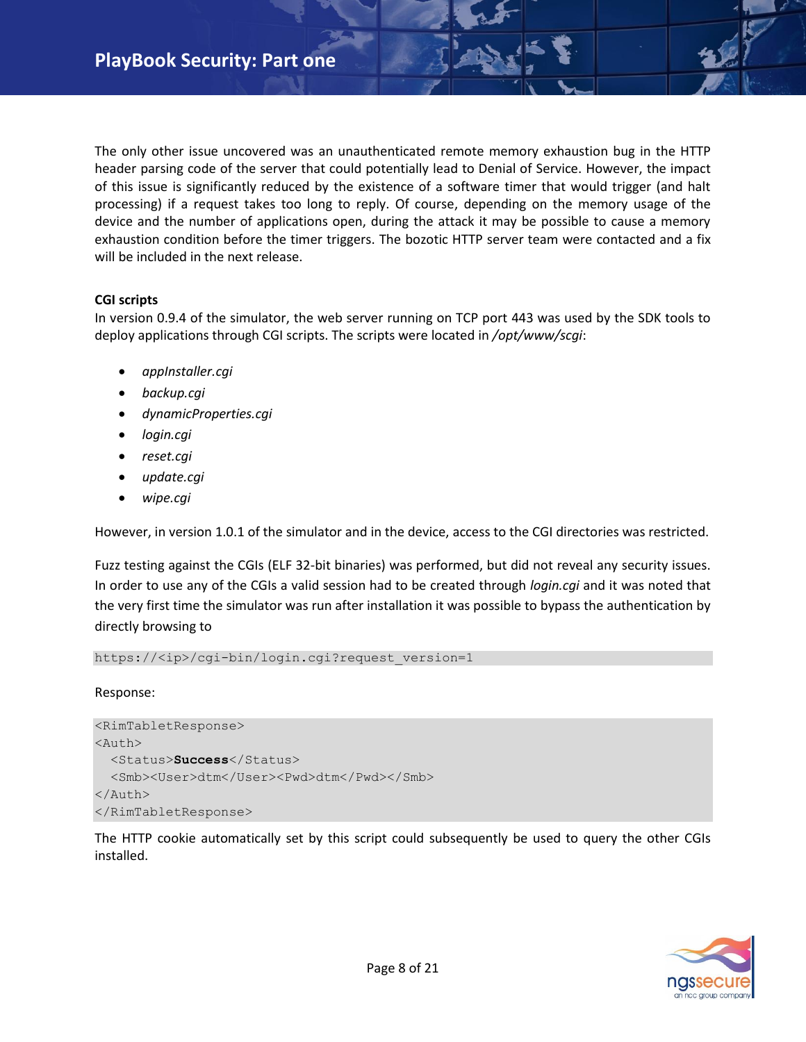The only other issue uncovered was an unauthenticated remote memory exhaustion bug in the HTTP header parsing code of the server that could potentially lead to Denial of Service. However, the impact of this issue is significantly reduced by the existence of a software timer that would trigger (and halt processing) if a request takes too long to reply. Of course, depending on the memory usage of the device and the number of applications open, during the attack it may be possible to cause a memory exhaustion condition before the timer triggers. The bozotic HTTP server team were contacted and a fix will be included in the next release.

### CGI scripts

In version 0.9.4 of the simulator, the web server running on TCP port 443 was used by the SDK tools to deploy applications through CGI scripts. The scripts were located in */opt/www/scgi*:

- *appInstaller.cgi*
- *backup.cgi*
- *dynamicProperties.cgi*
- *login.cgi*
- *reset.cgi*
- *update.cgi*
- *wipe.cgi*

However, in version 1.0.1 of the simulator and in the device, access to the CGI directories was restricted.

Fuzz testing against the CGIs (ELF 32-bit binaries) was performed, but did not reveal any security issues. In order to use any of the CGIs a valid session had to be created through *login.cgi* and it was noted that the very first time the simulator was run after installation it was possible to bypass the authentication by directly browsing to

```
https://<ip>/cgi-bin/login.cgi?request_version=1
```

Response:

```
<RimTabletResponse>
<Auth>
  <Status>Success</Status>
  <Smb><User>dtm</User><Pwd>dtm</Pwd></Smb>
</Auth>
</RimTabletResponse>
```

The HTTP cookie automatically set by this script could subsequently be used to query the other CGIs installed.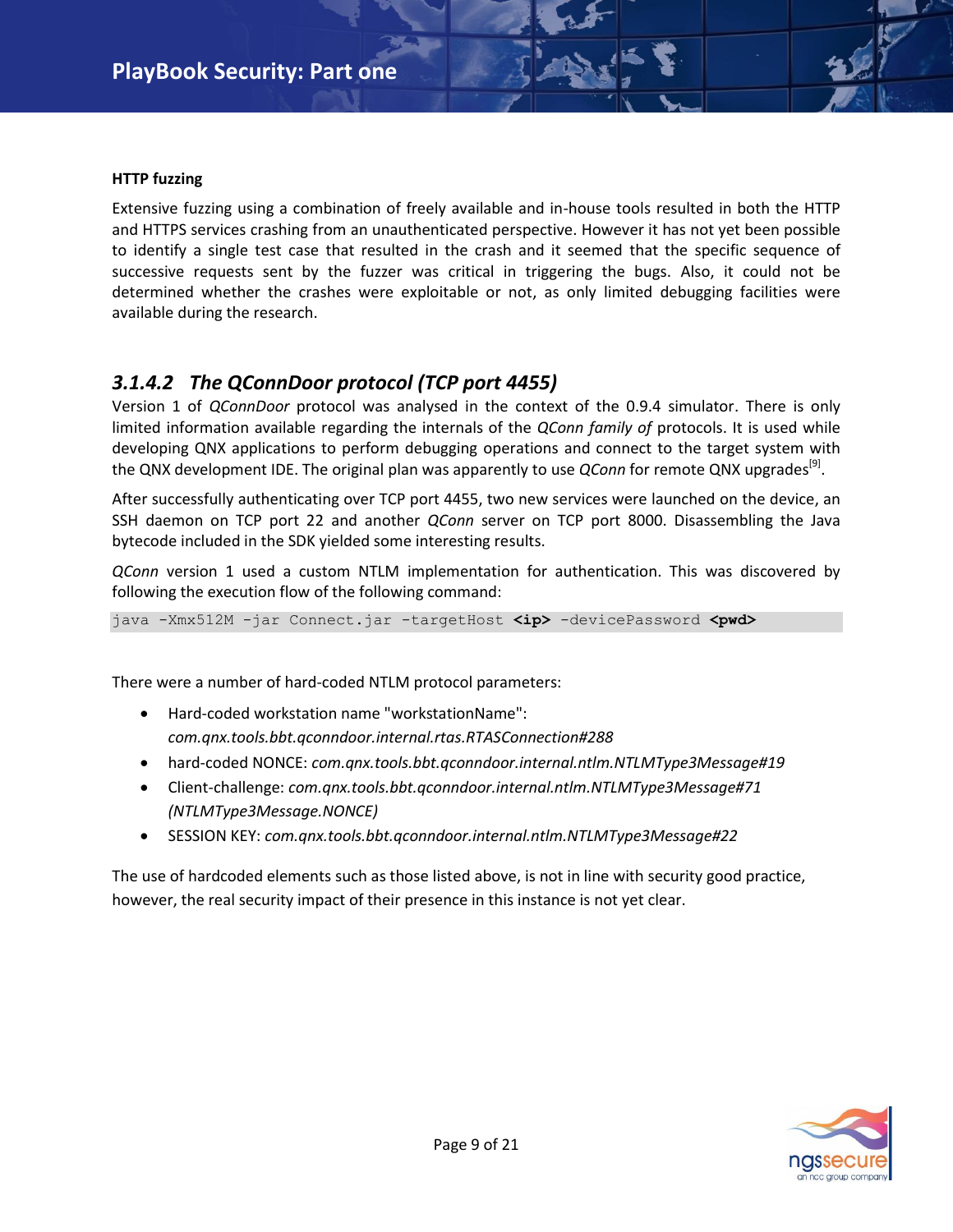**HTTP fuzzing**

Extensive fuzzing using a combination of freely available and in-house tools resulted in both the HTTP and HTTPS services crashing from an unauthenticated perspective. However it has not yet been possible to identify a single test case that resulted in the crash and it seemed that the specific sequence of successive requests sent by the fuzzer was critical in triggering the bugs. Also, it could not be determined whether the crashes were exploitable or not, as only limited debugging facilities were available during the research.

### *3.1.4.2 The QConnDoor protocol (TCP port 4455)*

Version 1 of *QConnDoor* protocol was analysed in the context of the 0.9.4 simulator. There is only limited information available regarding the internals of the *QConn family of* protocols. It is used while developing QNX applications to perform debugging operations and connect to the target system with the QNX development IDE. The original plan was apparently to use *QConn* for remote QNX upgrades[9].

After successfully authenticating over TCP port 4455, two new services were launched on the device, an SSH daemon on TCP port 22 and another *QConn* server on TCP port 8000. Disassembling the Java bytecode included in the SDK yielded some interesting results.

*QConn* version 1 used a custom NTLM implementation for authentication. This was discovered by following the execution flow of the following command:

```
java -Xmx512M -jar Connect.jar -targetHost <ip> -devicePassword <pwd>
```

There were a number of hard-coded NTLM protocol parameters:

- Hard-coded workstation name "workstationName": *com.qnx.tools.bbt.qconndoor.internal.rtas.RTASConnection#288*
- hard-coded NONCE: *com.qnx.tools.bbt.qconndoor.internal.ntlm.NTLMType3Message#19*
- Client-challenge: *com.qnx.tools.bbt.qconndoor.internal.ntlm.NTLMType3Message#71 (NTLMType3Message.NONCE)*
- SESSION KEY: *com.qnx.tools.bbt.qconndoor.internal.ntlm.NTLMType3Message#22*

The use of hardcoded elements such as those listed above, is not in line with security good practice, however, the real security impact of their presence in this instance is not yet clear.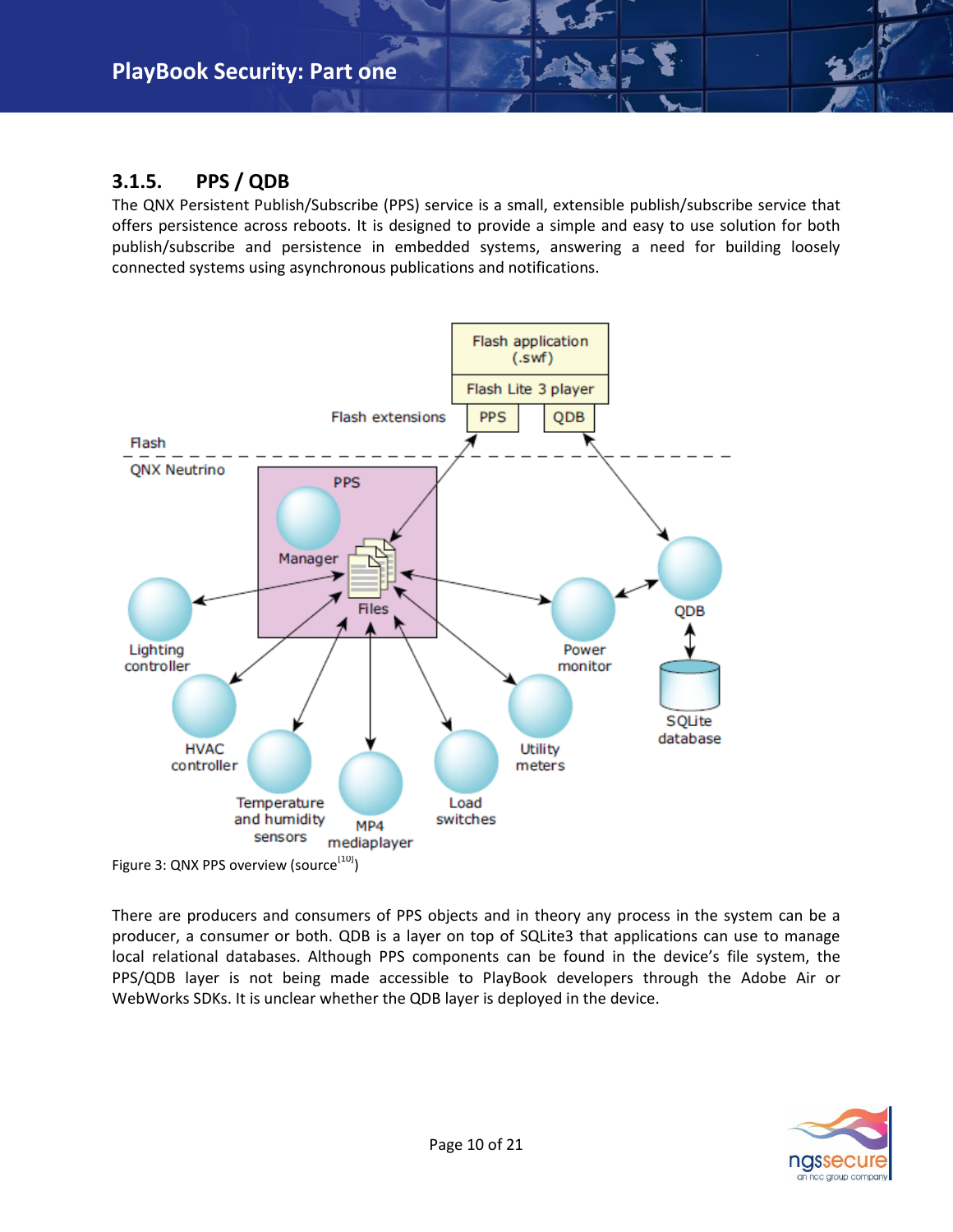### 3.1.5. PPS / QDB

The QNX Persistent Publish/Subscribe (PPS) service is a small, extensible publish/subscribe service that offers persistence across reboots. It is designed to provide a simple and easy to use solution for both publish/subscribe and persistence in embedded systems, answering a need for building loosely connected systems using asynchronous publications and notifications.

Figure 3: QNX PPS overview (source[10])

There are producers and consumers of PPS objects and in theory any process in the system can be a producer, a consumer or both. QDB is a layer on top of SQLite3 that applications can use to manage local relational databases. Although PPS components can be found in the device's file system, the PPS/QDB layer is not being made accessible to PlayBook developers through the Adobe Air or WebWorks SDKs. It is unclear whether the QDB layer is deployed in the device.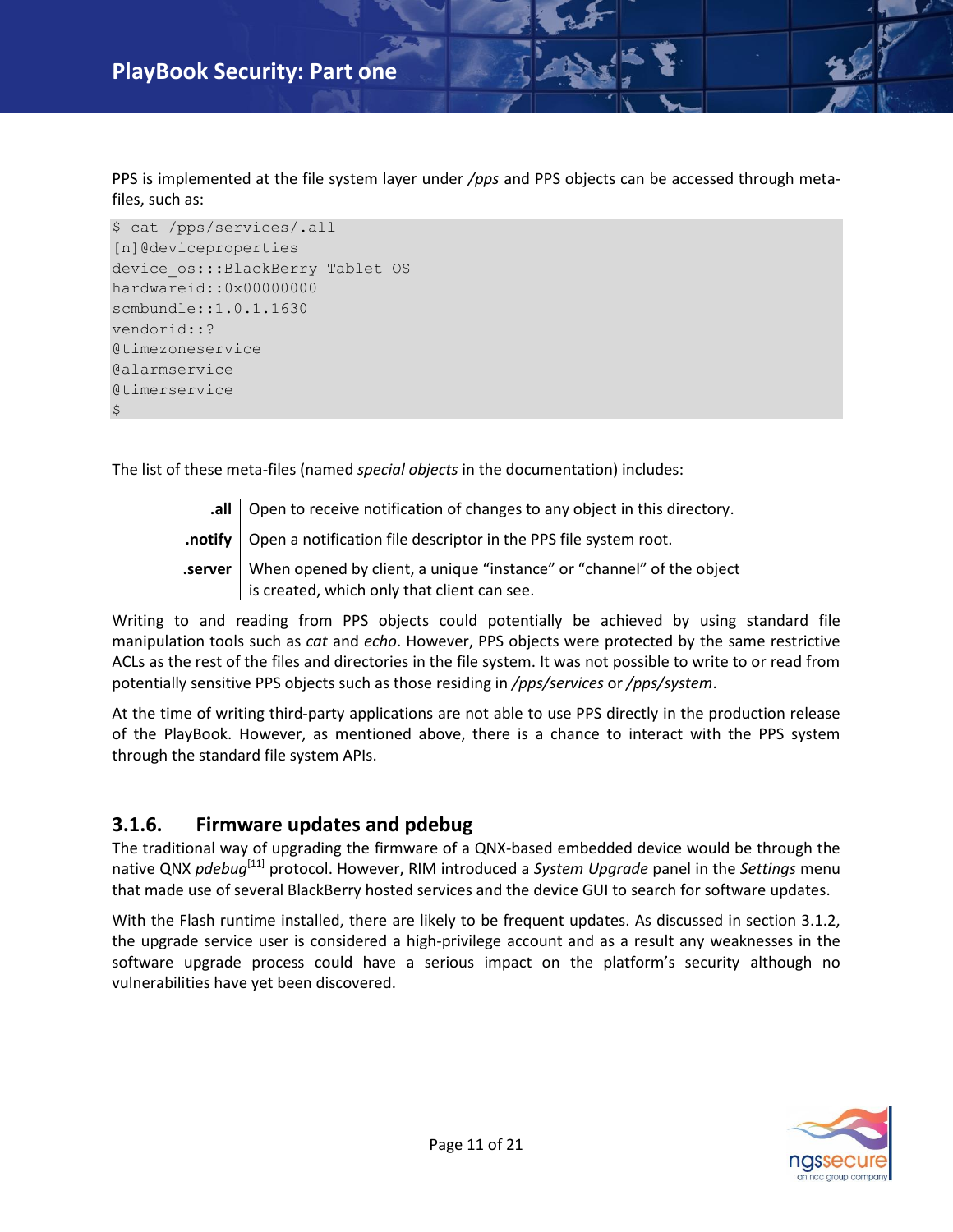PPS is implemented at the file system layer under */pps* and PPS objects can be accessed through meta-files, such as:

```
$ cat /pps/services/.all
[n]@deviceproperties
device_os:::BlackBerry Tablet OS
hardwareid::0x00000000
scmbundle::1.0.1.1630
vendorid::?
@timezoneservice
@alarmservice
@timerservice
$
```

The list of these meta-files (named *special objects* in the documentation) includes:

| | |
|---|---|
| **.all** | Open to receive notification of changes to any object in this directory. |
| **.notify** | Open a notification file descriptor in the PPS file system root. |
| **.server** | When opened by client, a unique "instance" or "channel" of the object is created, which only that client can see. |

Writing to and reading from PPS objects could potentially be achieved by using standard file manipulation tools such as *cat* and *echo*. However, PPS objects were protected by the same restrictive ACLs as the rest of the files and directories in the file system. It was not possible to write to or read from potentially sensitive PPS objects such as those residing in */pps/services* or */pps/system*.

At the time of writing third-party applications are not able to use PPS directly in the production release of the PlayBook. However, as mentioned above, there is a chance to interact with the PPS system through the standard file system APIs.

### 3.1.6. Firmware updates and pdebug

The traditional way of upgrading the firmware of a QNX-based embedded device would be through the native QNX *pdebug*[11] protocol. However, RIM introduced a *System Upgrade* panel in the *Settings* menu that made use of several BlackBerry hosted services and the device GUI to search for software updates.

With the Flash runtime installed, there are likely to be frequent updates. As discussed in section 3.1.2, the upgrade service user is considered a high-privilege account and as a result any weaknesses in the software upgrade process could have a serious impact on the platform's security although no vulnerabilities have yet been discovered.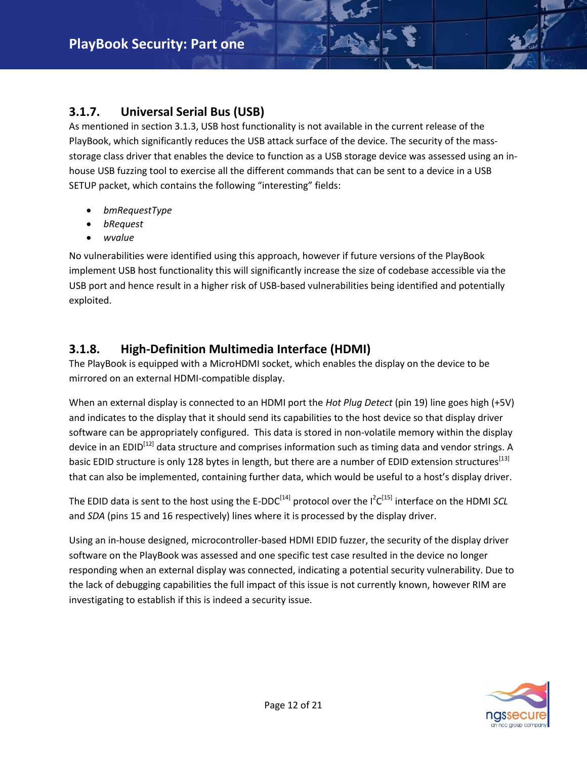### 3.1.7. Universal Serial Bus (USB)

As mentioned in section 3.1.3, USB host functionality is not available in the current release of the PlayBook, which significantly reduces the USB attack surface of the device. The security of the mass-storage class driver that enables the device to function as a USB storage device was assessed using an in-house USB fuzzing tool to exercise all the different commands that can be sent to a device in a USB SETUP packet, which contains the following "interesting" fields:

- *bmRequestType*
- *bRequest*
- *wvalue*

No vulnerabilities were identified using this approach, however if future versions of the PlayBook implement USB host functionality this will significantly increase the size of codebase accessible via the USB port and hence result in a higher risk of USB-based vulnerabilities being identified and potentially exploited.

### 3.1.8. High-Definition Multimedia Interface (HDMI)

The PlayBook is equipped with a MicroHDMI socket, which enables the display on the device to be mirrored on an external HDMI-compatible display.

When an external display is connected to an HDMI port the *Hot Plug Detect* (pin 19) line goes high (+5V) and indicates to the display that it should send its capabilities to the host device so that display driver software can be appropriately configured. This data is stored in non-volatile memory within the display device in an EDID[12] data structure and comprises information such as timing data and vendor strings. A basic EDID structure is only 128 bytes in length, but there are a number of EDID extension structures[13] that can also be implemented, containing further data, which would be useful to a host's display driver.

The EDID data is sent to the host using the E-DDC[14] protocol over the I$^2$C[15] interface on the HDMI *SCL* and *SDA* (pins 15 and 16 respectively) lines where it is processed by the display driver.

Using an in-house designed, microcontroller-based HDMI EDID fuzzer, the security of the display driver software on the PlayBook was assessed and one specific test case resulted in the device no longer responding when an external display was connected, indicating a potential security vulnerability. Due to the lack of debugging capabilities the full impact of this issue is not currently known, however RIM are investigating to establish if this is indeed a security issue.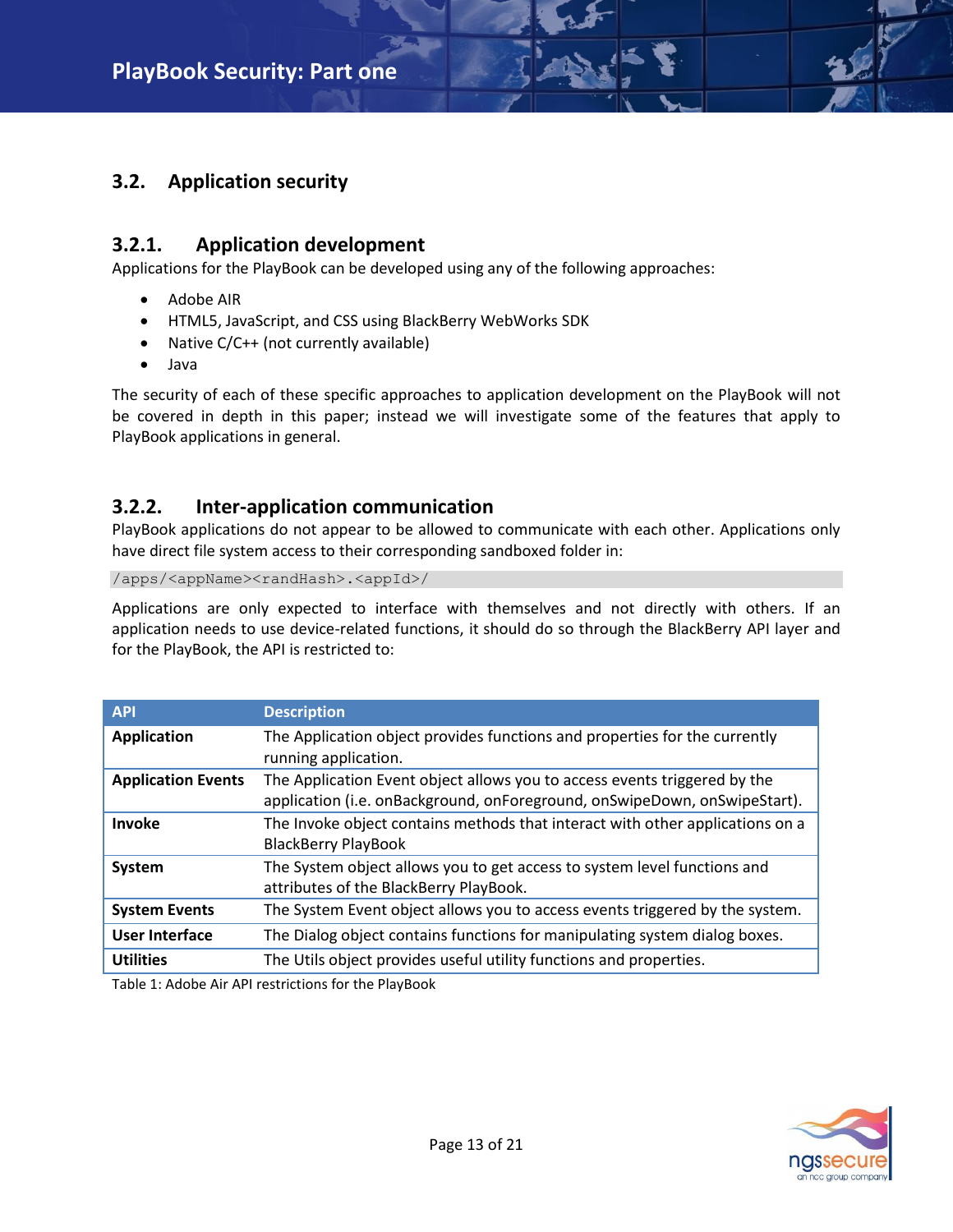## 3.2. Application security

### 3.2.1. Application development

Applications for the PlayBook can be developed using any of the following approaches:

- Adobe AIR
- HTML5, JavaScript, and CSS using BlackBerry WebWorks SDK
- Native C/C++ (not currently available)
- Java

The security of each of these specific approaches to application development on the PlayBook will not be covered in depth in this paper; instead we will investigate some of the features that apply to PlayBook applications in general.

### 3.2.2. Inter-application communication

PlayBook applications do not appear to be allowed to communicate with each other. Applications only have direct file system access to their corresponding sandboxed folder in:

```
/apps/<appName><randHash>.<appId>/
```

Applications are only expected to interface with themselves and not directly with others. If an application needs to use device-related functions, it should do so through the BlackBerry API layer and for the PlayBook, the API is restricted to:

| API | Description |
|---|---|
| **Application** | The Application object provides functions and properties for the currently running application. |
| **Application Events** | The Application Event object allows you to access events triggered by the application (i.e. onBackground, onForeground, onSwipeDown, onSwipeStart). |
| **Invoke** | The Invoke object contains methods that interact with other applications on a BlackBerry PlayBook |
| **System** | The System object allows you to get access to system level functions and attributes of the BlackBerry PlayBook. |
| **System Events** | The System Event object allows you to access events triggered by the system. |
| **User Interface** | The Dialog object contains functions for manipulating system dialog boxes. |
| **Utilities** | The Utils object provides useful utility functions and properties. |

Table 1: Adobe Air API restrictions for the PlayBook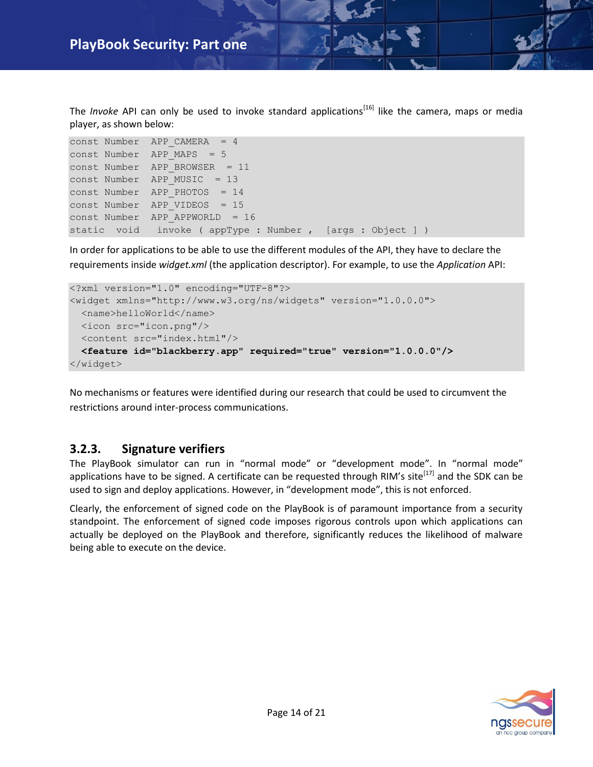The *Invoke* API can only be used to invoke standard applications[16] like the camera, maps or media player, as shown below:

```
const Number  APP_CAMERA  = 4
const Number  APP_MAPS  = 5
const Number  APP_BROWSER  = 11
const Number  APP_MUSIC  = 13
const Number  APP_PHOTOS  = 14
const Number  APP_VIDEOS  = 15
const Number  APP_APPWORLD  = 16
static  void   invoke ( appType : Number ,  [args : Object ] )
```

In order for applications to be able to use the different modules of the API, they have to declare the requirements inside *widget.xml* (the application descriptor). For example, to use the *Application* API:

```
<?xml version="1.0" encoding="UTF-8"?>
<widget xmlns="http://www.w3.org/ns/widgets" version="1.0.0.0">
  <name>helloWorld</name>
  <icon src="icon.png"/>
  <content src="index.html"/>
  <feature id="blackberry.app" required="true" version="1.0.0.0"/>
</widget>
```

No mechanisms or features were identified during our research that could be used to circumvent the restrictions around inter-process communications.

### 3.2.3. Signature verifiers

The PlayBook simulator can run in "normal mode" or "development mode". In "normal mode" applications have to be signed. A certificate can be requested through RIM's site[17] and the SDK can be used to sign and deploy applications. However, in "development mode", this is not enforced.

Clearly, the enforcement of signed code on the PlayBook is of paramount importance from a security standpoint. The enforcement of signed code imposes rigorous controls upon which applications can actually be deployed on the PlayBook and therefore, significantly reduces the likelihood of malware being able to execute on the device.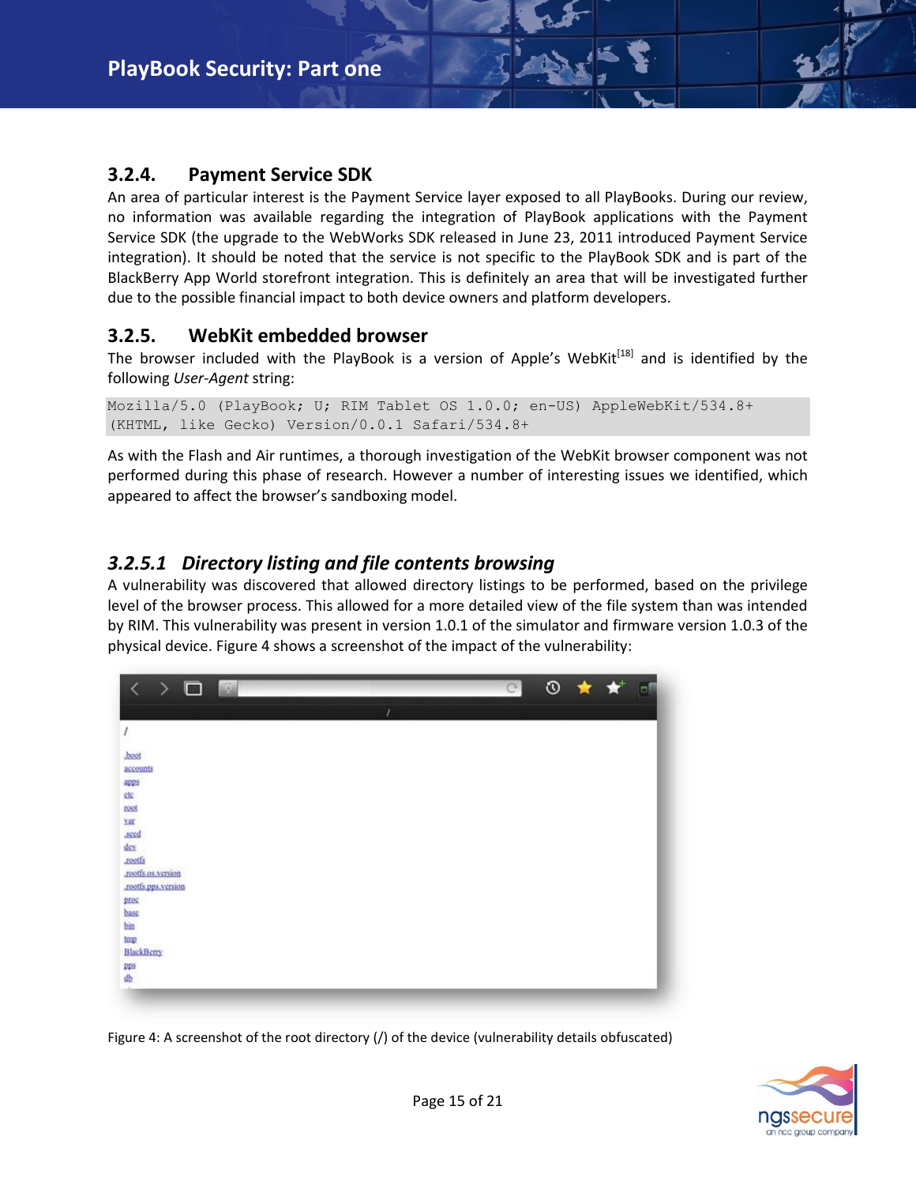### 3.2.4. Payment Service SDK

An area of particular interest is the Payment Service layer exposed to all PlayBooks. During our review, no information was available regarding the integration of PlayBook applications with the Payment Service SDK (the upgrade to the WebWorks SDK released in June 23, 2011 introduced Payment Service integration). It should be noted that the service is not specific to the PlayBook SDK and is part of the BlackBerry App World storefront integration. This is definitely an area that will be investigated further due to the possible financial impact to both device owners and platform developers.

### 3.2.5. WebKit embedded browser

The browser included with the PlayBook is a version of Apple's WebKit[18] and is identified by the following *User-Agent* string:

```
Mozilla/5.0 (PlayBook; U; RIM Tablet OS 1.0.0; en-US) AppleWebKit/534.8+
(KHTML, like Gecko) Version/0.0.1 Safari/534.8+
```

As with the Flash and Air runtimes, a thorough investigation of the WebKit browser component was not performed during this phase of research. However a number of interesting issues we identified, which appeared to affect the browser's sandboxing model.

#### *3.2.5.1 Directory listing and file contents browsing*

A vulnerability was discovered that allowed directory listings to be performed, based on the privilege level of the browser process. This allowed for a more detailed view of the file system than was intended by RIM. This vulnerability was present in version 1.0.1 of the simulator and firmware version 1.0.3 of the physical device. Figure 4 shows a screenshot of the impact of the vulnerability:

Figure 4: A screenshot of the root directory (/) of the device (vulnerability details obfuscated)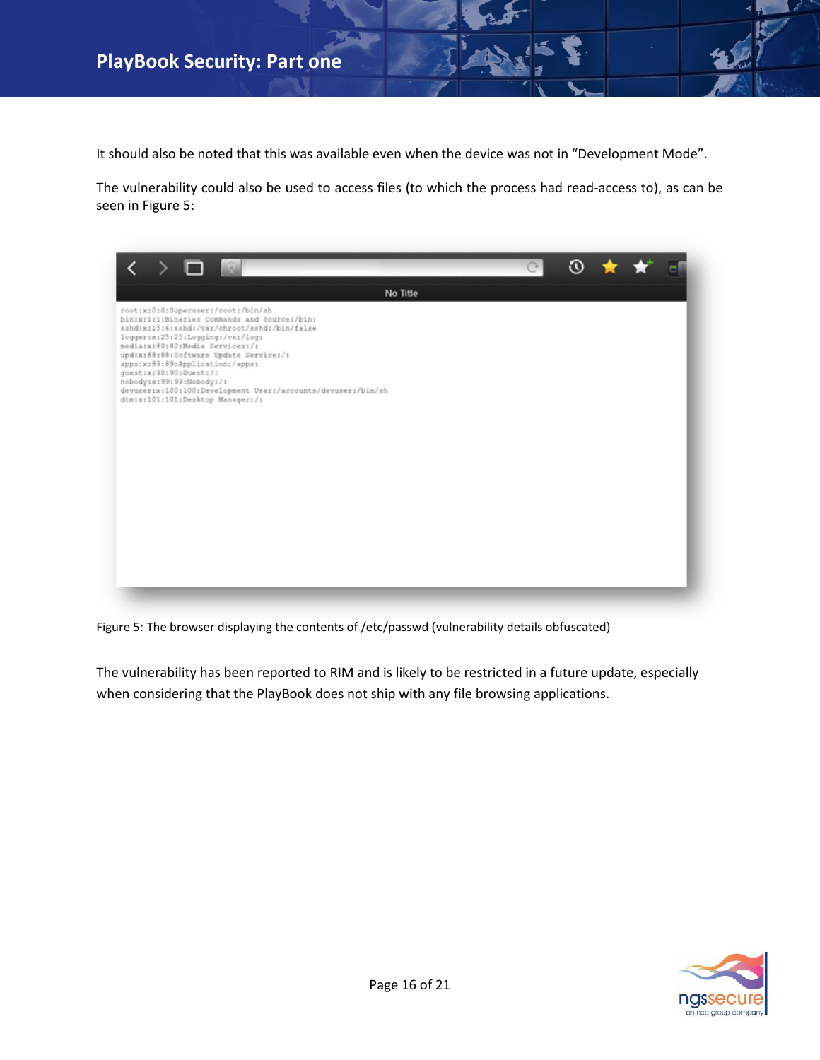It should also be noted that this was available even when the device was not in “Development Mode”.

The vulnerability could also be used to access files (to which the process had read-access to), as can be seen in Figure 5:

```
root:x:0:0:Superuser:/root:/bin/sh
bin:x:1:1:Binaries Commands and Source:/bin:
sshd:x:15:6:sshd:/var/chroot/sshd:/bin/false
logger:x:25:25:Logging:/var/log:
media:x:80:80:Media Services:/:
upd:x:88:88:Software Update Service:/:
apps:x:89:89:Application:/apps:
guest:x:90:90:Guest:/:
nobody:x:99:99:Nobody:/:
devuser:x:100:100:Development User:/accounts/devuser:/bin/sh
dtm:x:101:101:Desktop Manager:/:
```

Figure 5: The browser displaying the contents of /etc/passwd (vulnerability details obfuscated)

The vulnerability has been reported to RIM and is likely to be restricted in a future update, especially when considering that the PlayBook does not ship with any file browsing applications.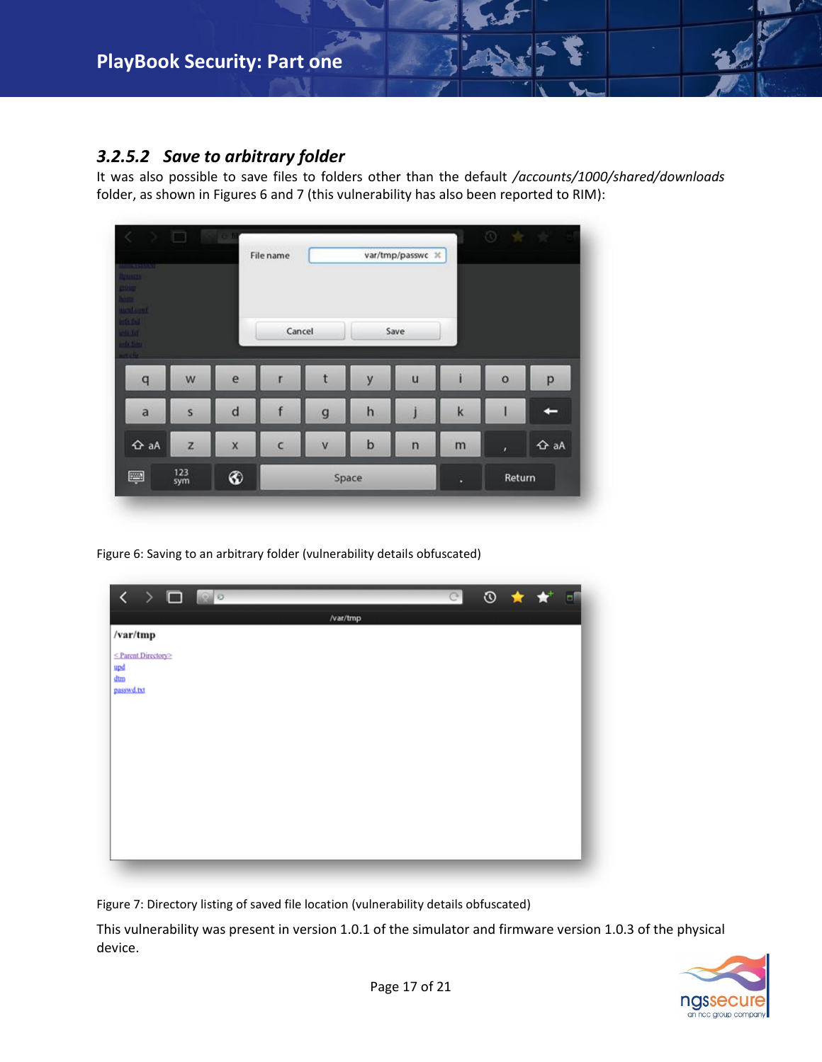### 3.2.5.2 *Save to arbitrary folder*

It was also possible to save files to folders other than the default */accounts/1000/shared/downloads* folder, as shown in Figures 6 and 7 (this vulnerability has also been reported to RIM):

Figure 6: Saving to an arbitrary folder (vulnerability details obfuscated)

Figure 7: Directory listing of saved file location (vulnerability details obfuscated)

This vulnerability was present in version 1.0.1 of the simulator and firmware version 1.0.3 of the physical device.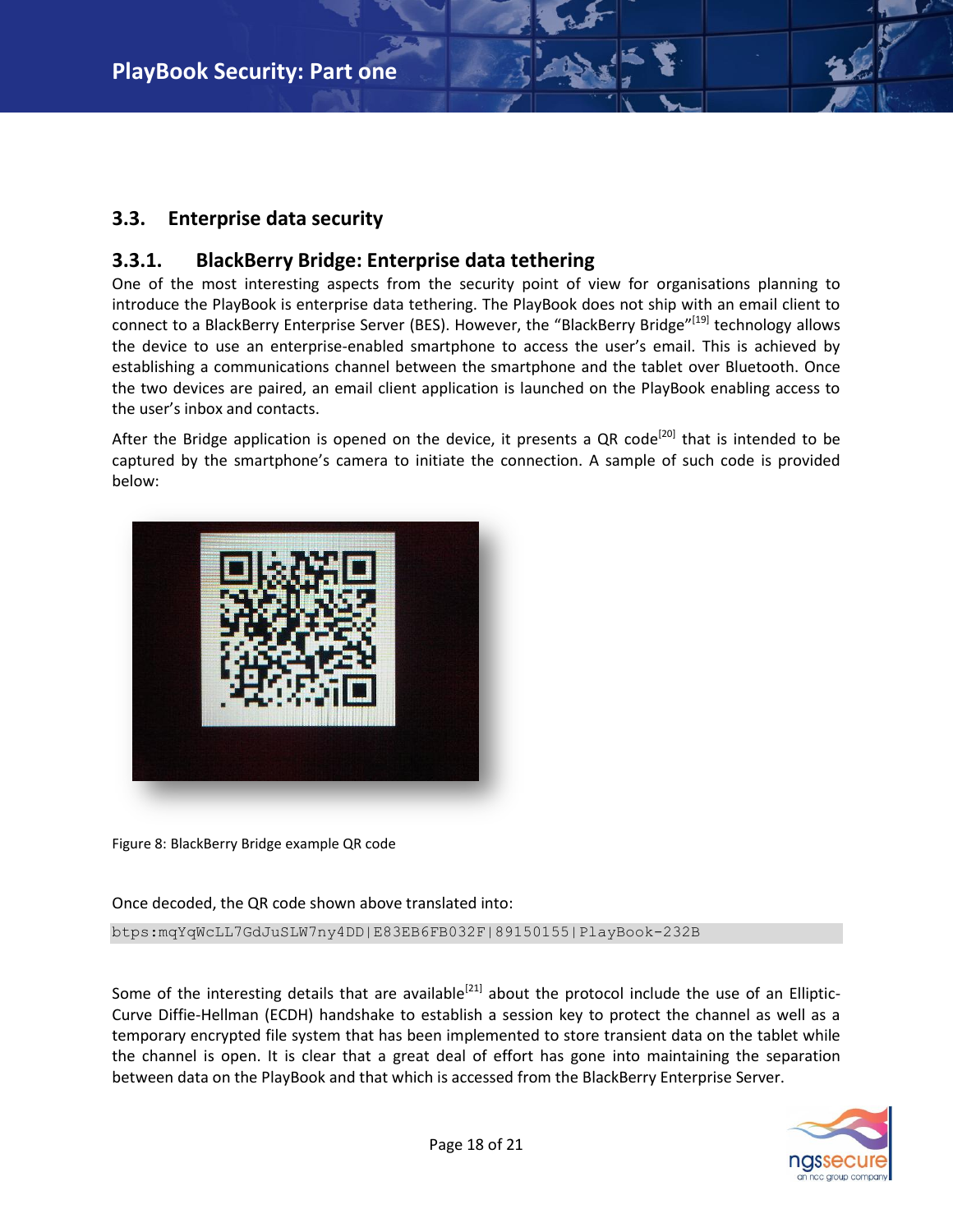## 3.3. Enterprise data security

### 3.3.1. BlackBerry Bridge: Enterprise data tethering

One of the most interesting aspects from the security point of view for organisations planning to introduce the PlayBook is enterprise data tethering. The PlayBook does not ship with an email client to connect to a BlackBerry Enterprise Server (BES). However, the "BlackBerry Bridge"[19] technology allows the device to use an enterprise-enabled smartphone to access the user's email. This is achieved by establishing a communications channel between the smartphone and the tablet over Bluetooth. Once the two devices are paired, an email client application is launched on the PlayBook enabling access to the user's inbox and contacts.

After the Bridge application is opened on the device, it presents a QR code[20] that is intended to be captured by the smartphone's camera to initiate the connection. A sample of such code is provided below:

Figure 8: BlackBerry Bridge example QR code

Once decoded, the QR code shown above translated into:

```
btps:mqYqWcLL7GdJuSLW7ny4DD|E83EB6FB032F|89150155|PlayBook-232B
```

Some of the interesting details that are available[21] about the protocol include the use of an Elliptic-Curve Diffie-Hellman (ECDH) handshake to establish a session key to protect the channel as well as a temporary encrypted file system that has been implemented to store transient data on the tablet while the channel is open. It is clear that a great deal of effort has gone into maintaining the separation between data on the PlayBook and that which is accessed from the BlackBerry Enterprise Server.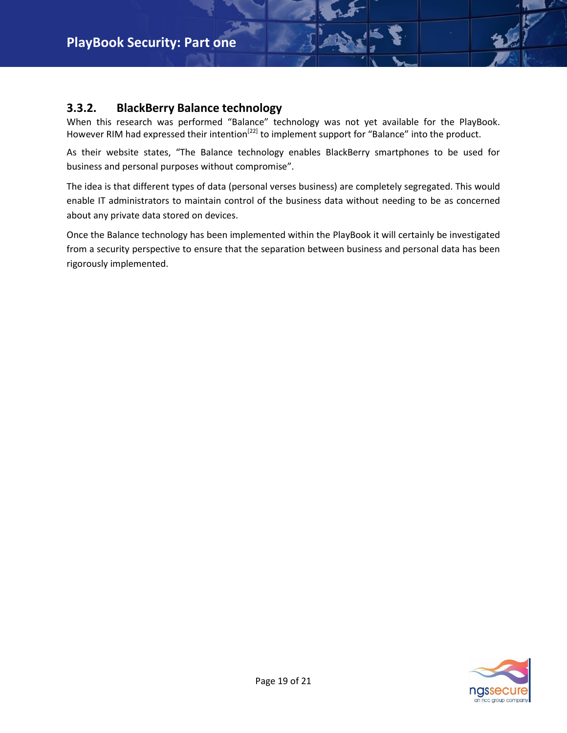### 3.3.2. BlackBerry Balance technology

When this research was performed “Balance” technology was not yet available for the PlayBook. However RIM had expressed their intention[22] to implement support for “Balance” into the product.

As their website states, “The Balance technology enables BlackBerry smartphones to be used for business and personal purposes without compromise”.

The idea is that different types of data (personal verses business) are completely segregated. This would enable IT administrators to maintain control of the business data without needing to be as concerned about any private data stored on devices.

Once the Balance technology has been implemented within the PlayBook it will certainly be investigated from a security perspective to ensure that the separation between business and personal data has been rigorously implemented.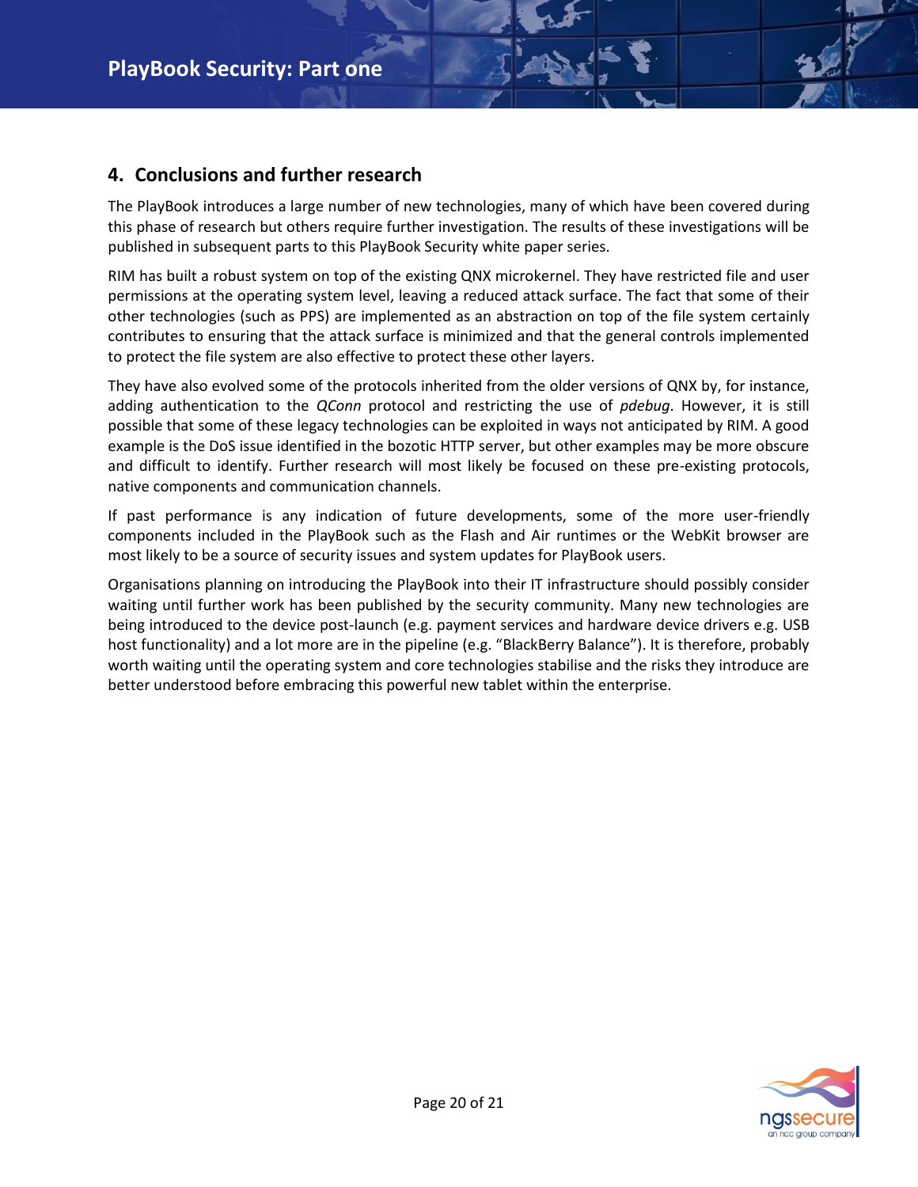## 4. Conclusions and further research

The PlayBook introduces a large number of new technologies, many of which have been covered during this phase of research but others require further investigation. The results of these investigations will be published in subsequent parts to this PlayBook Security white paper series.

RIM has built a robust system on top of the existing QNX microkernel. They have restricted file and user permissions at the operating system level, leaving a reduced attack surface. The fact that some of their other technologies (such as PPS) are implemented as an abstraction on top of the file system certainly contributes to ensuring that the attack surface is minimized and that the general controls implemented to protect the file system are also effective to protect these other layers.

They have also evolved some of the protocols inherited from the older versions of QNX by, for instance, adding authentication to the *QConn* protocol and restricting the use of *pdebug*. However, it is still possible that some of these legacy technologies can be exploited in ways not anticipated by RIM. A good example is the DoS issue identified in the bozotic HTTP server, but other examples may be more obscure and difficult to identify. Further research will most likely be focused on these pre-existing protocols, native components and communication channels.

If past performance is any indication of future developments, some of the more user-friendly components included in the PlayBook such as the Flash and Air runtimes or the WebKit browser are most likely to be a source of security issues and system updates for PlayBook users.

Organisations planning on introducing the PlayBook into their IT infrastructure should possibly consider waiting until further work has been published by the security community. Many new technologies are being introduced to the device post-launch (e.g. payment services and hardware device drivers e.g. USB host functionality) and a lot more are in the pipeline (e.g. “BlackBerry Balance”). It is therefore, probably worth waiting until the operating system and core technologies stabilise and the risks they introduce are better understood before embracing this powerful new tablet within the enterprise.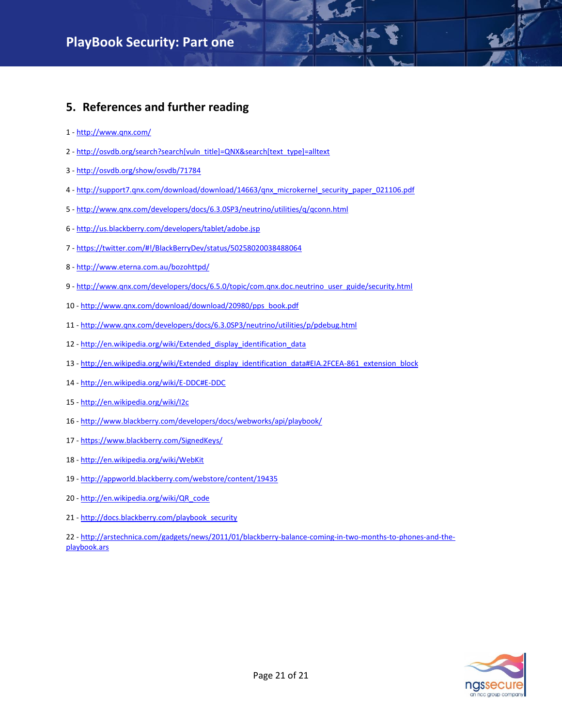## 5. References and further reading

1 - http://www.qnx.com/

2 - http://osvdb.org/search?search[vuln_title]=QNX&search[text_type]=alltext

3 - http://osvdb.org/show/osvdb/71784

4 - http://support7.qnx.com/download/download/14663/qnx_microkernel_security_paper_021106.pdf

5 - http://www.qnx.com/developers/docs/6.3.0SP3/neutrino/utilities/q/qconn.html

6 - http://us.blackberry.com/developers/tablet/adobe.jsp

7 - https://twitter.com/#!/BlackBerryDev/status/50258020038488064

8 - http://www.eterna.com.au/bozohttpd/

9 - http://www.qnx.com/developers/docs/6.5.0/topic/com.qnx.doc.neutrino_user_guide/security.html

10 - http://www.qnx.com/download/download/20980/pps_book.pdf

11 - http://www.qnx.com/developers/docs/6.3.0SP3/neutrino/utilities/p/pdebug.html

12 - http://en.wikipedia.org/wiki/Extended_display_identification_data

13 - http://en.wikipedia.org/wiki/Extended_display_identification_data#EIA.2FCEA-861_extension_block

14 - http://en.wikipedia.org/wiki/E-DDC#E-DDC

15 - http://en.wikipedia.org/wiki/I2c

16 - http://www.blackberry.com/developers/docs/webworks/api/playbook/

17 - https://www.blackberry.com/SignedKeys/

18 - http://en.wikipedia.org/wiki/WebKit

19 - http://appworld.blackberry.com/webstore/content/19435

20 - http://en.wikipedia.org/wiki/QR_code

21 - http://docs.blackberry.com/playbook_security

22 - http://arstechnica.com/gadgets/news/2011/01/blackberry-balance-coming-in-two-months-to-phones-and-the-playbook.ars